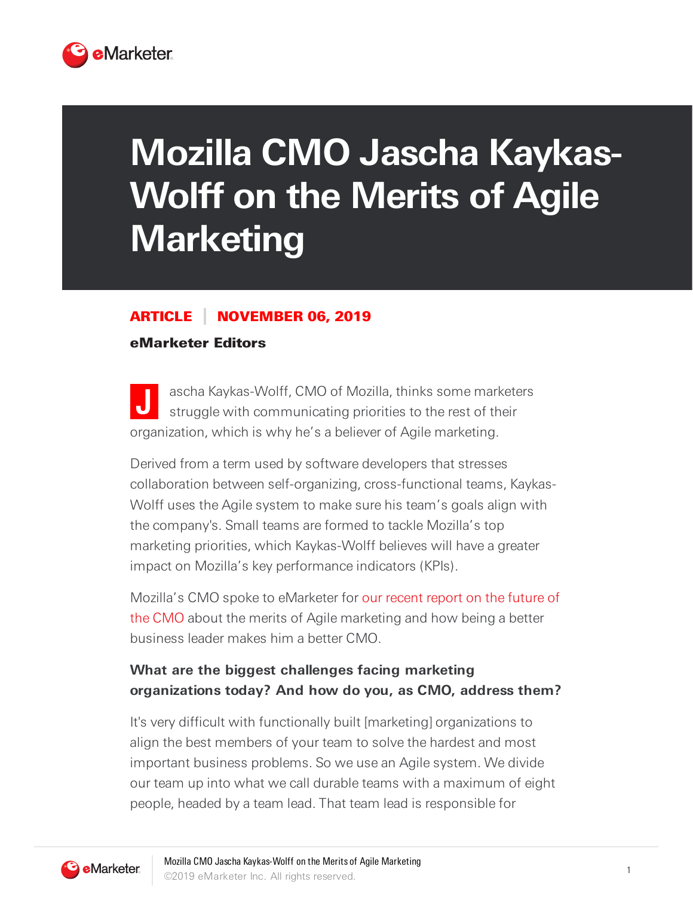# Mozilla CMO Jascha Kaykas-Wolff on the Merits of Agile Marketing

**ARTICLE** | **NOVEMBER 06, 2019**

**eMarketer Editors**

Jascha Kaykas-Wolff, CMO of Mozilla, thinks some marketers struggle with communicating priorities to the rest of their organization, which is why he's a believer of Agile marketing.

Derived from a term used by software developers that stresses collaboration between self-organizing, cross-functional teams, Kaykas-Wolff uses the Agile system to make sure his team's goals align with the company's. Small teams are formed to tackle Mozilla's top marketing priorities, which Kaykas-Wolff believes will have a greater impact on Mozilla's key performance indicators (KPIs).

Mozilla's CMO spoke to eMarketer for our recent report on the future of the CMO about the merits of Agile marketing and how being a better business leader makes him a better CMO.

**What are the biggest challenges facing marketing organizations today? And how do you, as CMO, address them?**

It's very difficult with functionally built [marketing] organizations to align the best members of your team to solve the hardest and most important business problems. So we use an Agile system. We divide our team up into what we call durable teams with a maximum of eight people, headed by a team lead. That team lead is responsible for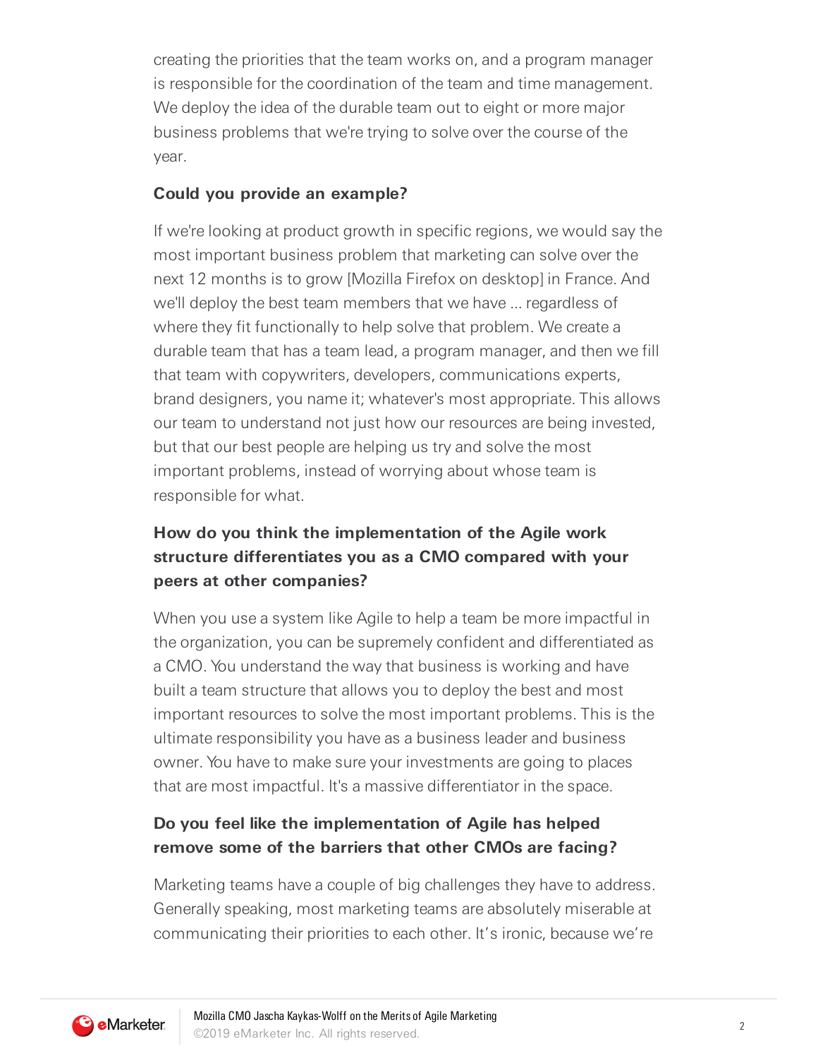creating the priorities that the team works on, and a program manager is responsible for the coordination of the team and time management. We deploy the idea of the durable team out to eight or more major business problems that we're trying to solve over the course of the year.

**Could you provide an example?**

If we're looking at product growth in specific regions, we would say the most important business problem that marketing can solve over the next 12 months is to grow [Mozilla Firefox on desktop] in France. And we'll deploy the best team members that we have ... regardless of where they fit functionally to help solve that problem. We create a durable team that has a team lead, a program manager, and then we fill that team with copywriters, developers, communications experts, brand designers, you name it; whatever's most appropriate. This allows our team to understand not just how our resources are being invested, but that our best people are helping us try and solve the most important problems, instead of worrying about whose team is responsible for what.

**How do you think the implementation of the Agile work structure differentiates you as a CMO compared with your peers at other companies?**

When you use a system like Agile to help a team be more impactful in the organization, you can be supremely confident and differentiated as a CMO. You understand the way that business is working and have built a team structure that allows you to deploy the best and most important resources to solve the most important problems. This is the ultimate responsibility you have as a business leader and business owner. You have to make sure your investments are going to places that are most impactful. It's a massive differentiator in the space.

**Do you feel like the implementation of Agile has helped remove some of the barriers that other CMOs are facing?**

Marketing teams have a couple of big challenges they have to address. Generally speaking, most marketing teams are absolutely miserable at communicating their priorities to each other. It's ironic, because we're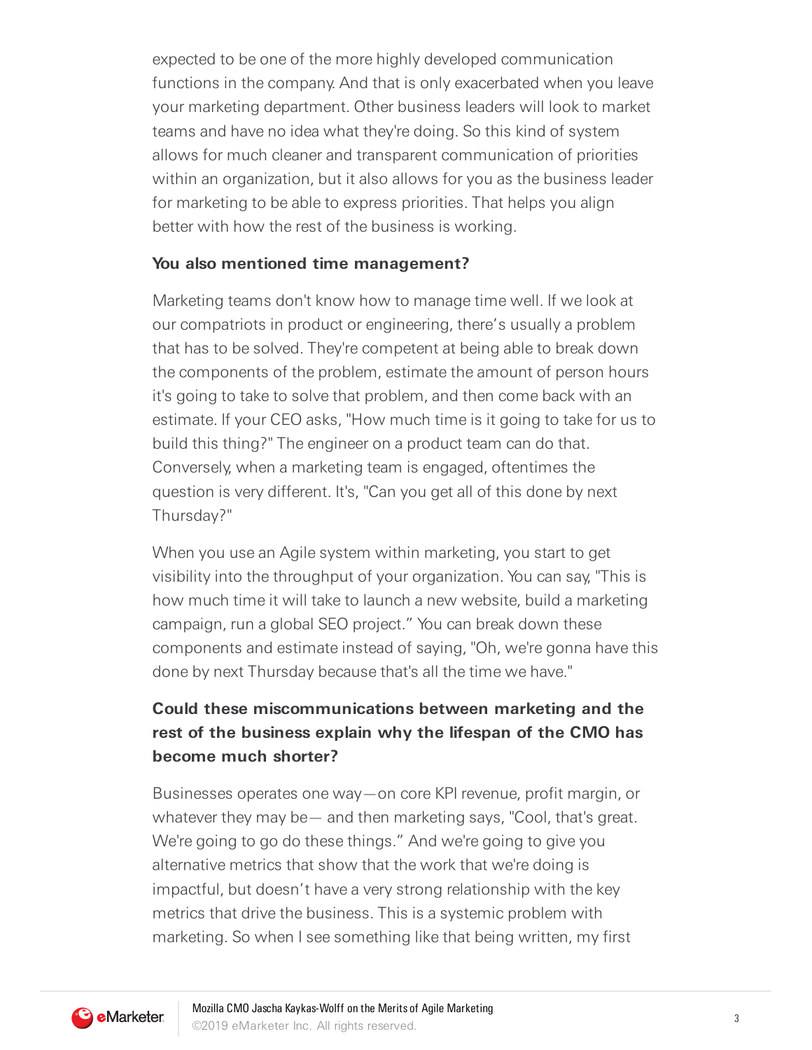expected to be one of the more highly developed communication functions in the company. And that is only exacerbated when you leave your marketing department. Other business leaders will look to market teams and have no idea what they're doing. So this kind of system allows for much cleaner and transparent communication of priorities within an organization, but it also allows for you as the business leader for marketing to be able to express priorities. That helps you align better with how the rest of the business is working.

**You also mentioned time management?**

Marketing teams don't know how to manage time well. If we look at our compatriots in product or engineering, there's usually a problem that has to be solved. They're competent at being able to break down the components of the problem, estimate the amount of person hours it's going to take to solve that problem, and then come back with an estimate. If your CEO asks, "How much time is it going to take for us to build this thing?" The engineer on a product team can do that. Conversely, when a marketing team is engaged, oftentimes the question is very different. It's, "Can you get all of this done by next Thursday?"

When you use an Agile system within marketing, you start to get visibility into the throughput of your organization. You can say, "This is how much time it will take to launch a new website, build a marketing campaign, run a global SEO project." You can break down these components and estimate instead of saying, "Oh, we're gonna have this done by next Thursday because that's all the time we have."

**Could these miscommunications between marketing and the rest of the business explain why the lifespan of the CMO has become much shorter?**

Businesses operates one way—on core KPI revenue, profit margin, or whatever they may be— and then marketing says, "Cool, that's great. We're going to go do these things." And we're going to give you alternative metrics that show that the work that we're doing is impactful, but doesn't have a very strong relationship with the key metrics that drive the business. This is a systemic problem with marketing. So when I see something like that being written, my first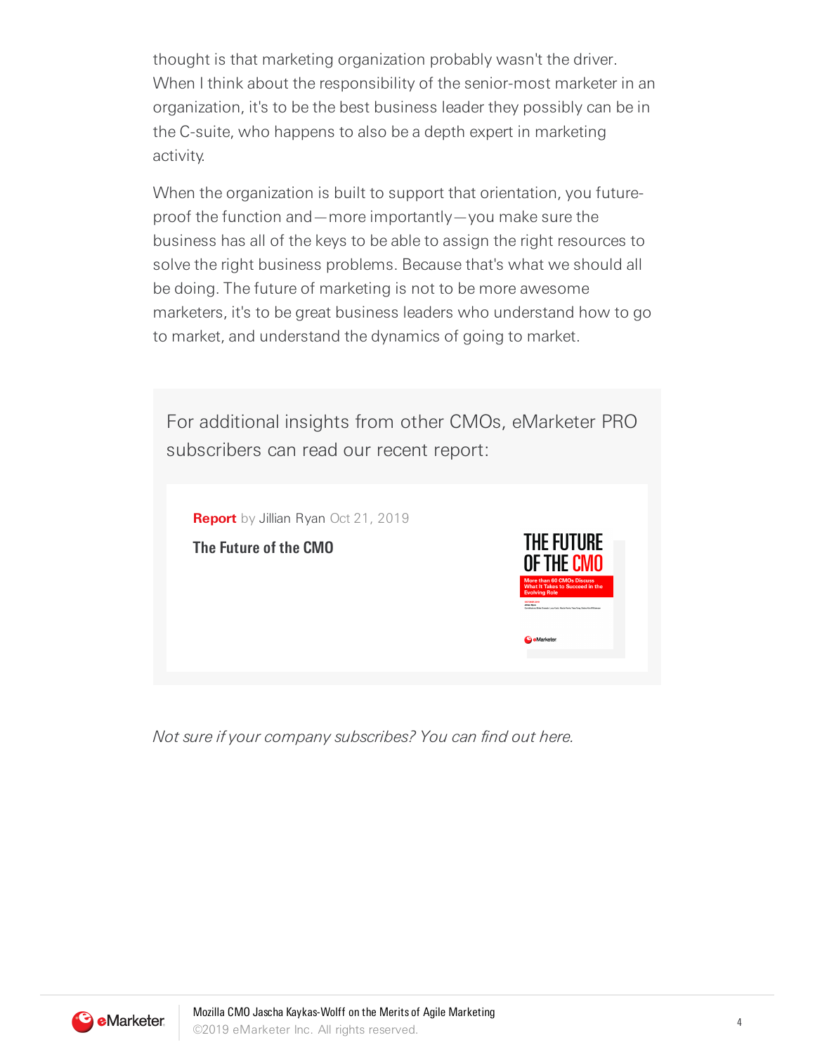thought is that marketing organization probably wasn't the driver. When I think about the responsibility of the senior-most marketer in an organization, it's to be the best business leader they possibly can be in the C-suite, who happens to also be a depth expert in marketing activity.

When the organization is built to support that orientation, you future-proof the function and—more importantly—you make sure the business has all of the keys to be able to assign the right resources to solve the right business problems. Because that's what we should all be doing. The future of marketing is not to be more awesome marketers, it's to be great business leaders who understand how to go to market, and understand the dynamics of going to market.

For additional insights from other CMOs, eMarketer PRO subscribers can read our recent report:

**Report** by Jillian Ryan Oct 21, 2019

**The Future of the CMO**

*Not sure if your company subscribes? You can find out here.*